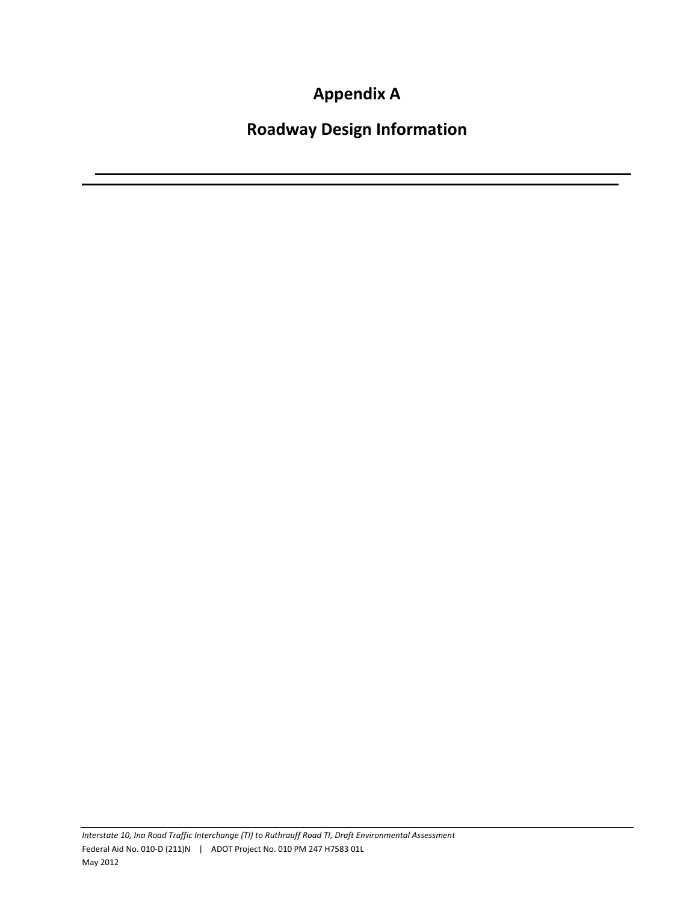# Appendix A

# Roadway Design Information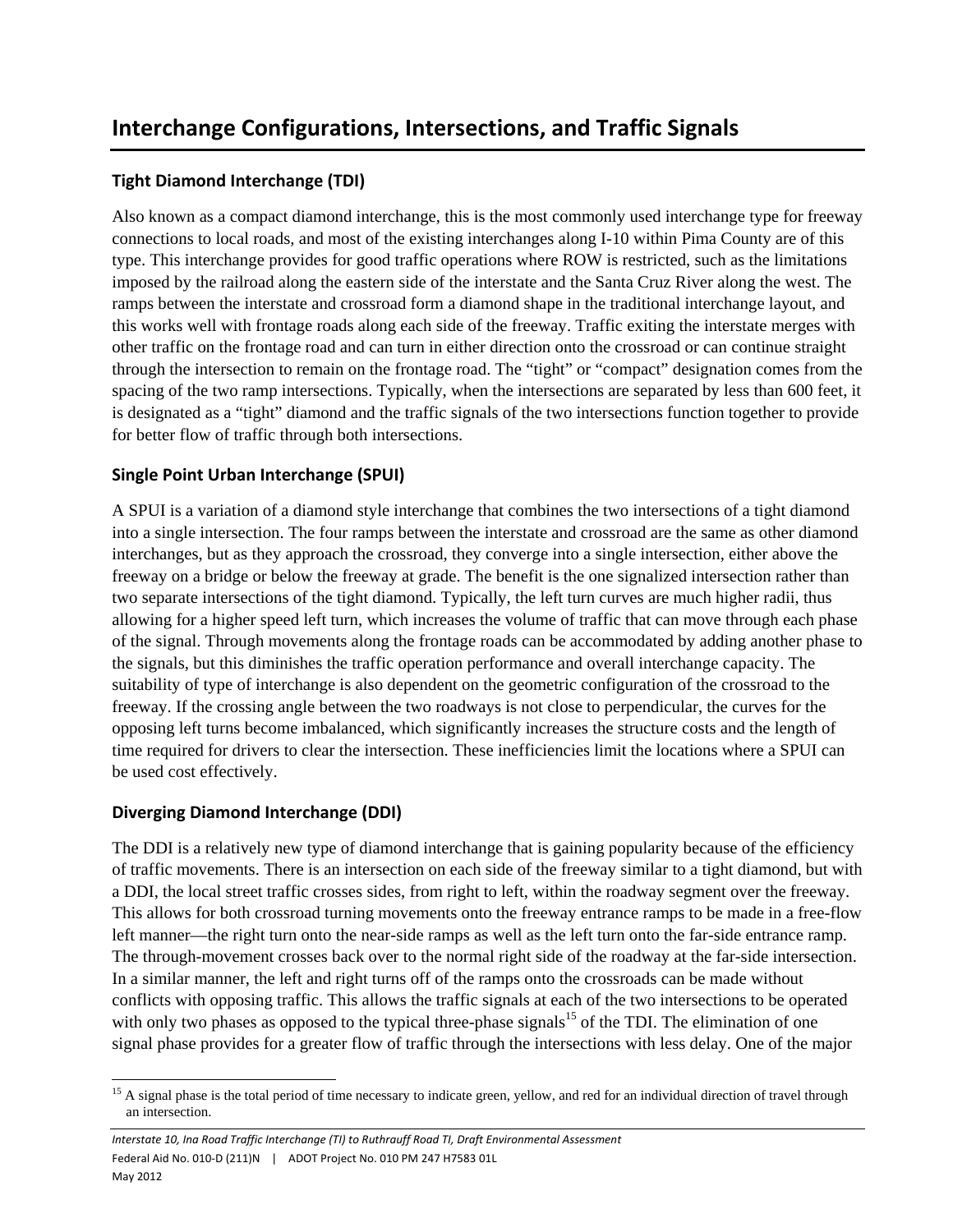# Interchange Configurations, Intersections, and Traffic Signals

## Tight Diamond Interchange (TDI)

Also known as a compact diamond interchange, this is the most commonly used interchange type for freeway connections to local roads, and most of the existing interchanges along I-10 within Pima County are of this type. This interchange provides for good traffic operations where ROW is restricted, such as the limitations imposed by the railroad along the eastern side of the interstate and the Santa Cruz River along the west. The ramps between the interstate and crossroad form a diamond shape in the traditional interchange layout, and this works well with frontage roads along each side of the freeway. Traffic exiting the interstate merges with other traffic on the frontage road and can turn in either direction onto the crossroad or can continue straight through the intersection to remain on the frontage road. The "tight" or "compact" designation comes from the spacing of the two ramp intersections. Typically, when the intersections are separated by less than 600 feet, it is designated as a "tight" diamond and the traffic signals of the two intersections function together to provide for better flow of traffic through both intersections.

## Single Point Urban Interchange (SPUI)

A SPUI is a variation of a diamond style interchange that combines the two intersections of a tight diamond into a single intersection. The four ramps between the interstate and crossroad are the same as other diamond interchanges, but as they approach the crossroad, they converge into a single intersection, either above the freeway on a bridge or below the freeway at grade. The benefit is the one signalized intersection rather than two separate intersections of the tight diamond. Typically, the left turn curves are much higher radii, thus allowing for a higher speed left turn, which increases the volume of traffic that can move through each phase of the signal. Through movements along the frontage roads can be accommodated by adding another phase to the signals, but this diminishes the traffic operation performance and overall interchange capacity. The suitability of type of interchange is also dependent on the geometric configuration of the crossroad to the freeway. If the crossing angle between the two roadways is not close to perpendicular, the curves for the opposing left turns become imbalanced, which significantly increases the structure costs and the length of time required for drivers to clear the intersection. These inefficiencies limit the locations where a SPUI can be used cost effectively.

## Diverging Diamond Interchange (DDI)

The DDI is a relatively new type of diamond interchange that is gaining popularity because of the efficiency of traffic movements. There is an intersection on each side of the freeway similar to a tight diamond, but with a DDI, the local street traffic crosses sides, from right to left, within the roadway segment over the freeway. This allows for both crossroad turning movements onto the freeway entrance ramps to be made in a free-flow left manner—the right turn onto the near-side ramps as well as the left turn onto the far-side entrance ramp. The through-movement crosses back over to the normal right side of the roadway at the far-side intersection. In a similar manner, the left and right turns off of the ramps onto the crossroads can be made without conflicts with opposing traffic. This allows the traffic signals at each of the two intersections to be operated with only two phases as opposed to the typical three-phase signals[15] of the TDI. The elimination of one signal phase provides for a greater flow of traffic through the intersections with less delay. One of the major

[15] A signal phase is the total period of time necessary to indicate green, yellow, and red for an individual direction of travel through an intersection.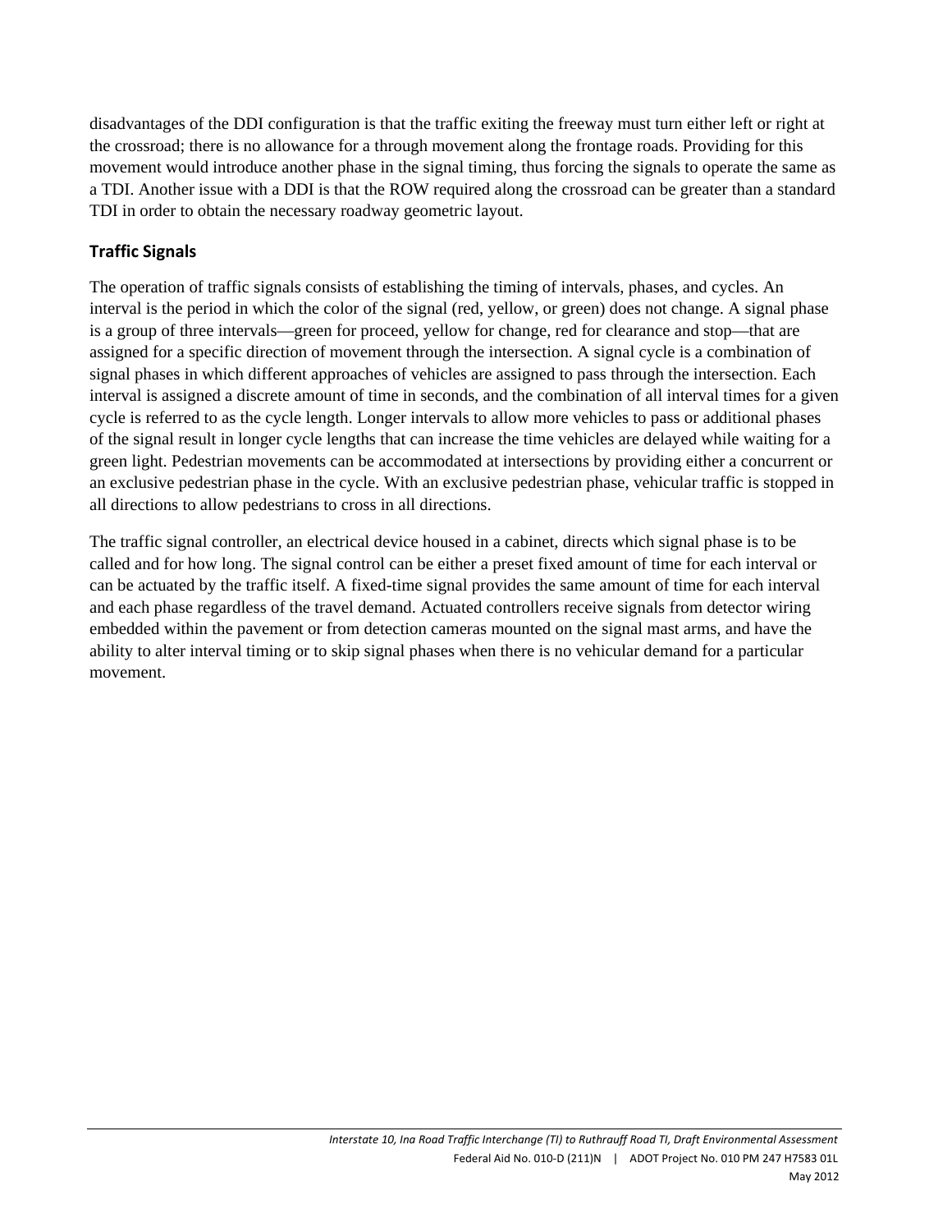disadvantages of the DDI configuration is that the traffic exiting the freeway must turn either left or right at the crossroad; there is no allowance for a through movement along the frontage roads. Providing for this movement would introduce another phase in the signal timing, thus forcing the signals to operate the same as a TDI. Another issue with a DDI is that the ROW required along the crossroad can be greater than a standard TDI in order to obtain the necessary roadway geometric layout.

## Traffic Signals

The operation of traffic signals consists of establishing the timing of intervals, phases, and cycles. An interval is the period in which the color of the signal (red, yellow, or green) does not change. A signal phase is a group of three intervals—green for proceed, yellow for change, red for clearance and stop—that are assigned for a specific direction of movement through the intersection. A signal cycle is a combination of signal phases in which different approaches of vehicles are assigned to pass through the intersection. Each interval is assigned a discrete amount of time in seconds, and the combination of all interval times for a given cycle is referred to as the cycle length. Longer intervals to allow more vehicles to pass or additional phases of the signal result in longer cycle lengths that can increase the time vehicles are delayed while waiting for a green light. Pedestrian movements can be accommodated at intersections by providing either a concurrent or an exclusive pedestrian phase in the cycle. With an exclusive pedestrian phase, vehicular traffic is stopped in all directions to allow pedestrians to cross in all directions.

The traffic signal controller, an electrical device housed in a cabinet, directs which signal phase is to be called and for how long. The signal control can be either a preset fixed amount of time for each interval or can be actuated by the traffic itself. A fixed-time signal provides the same amount of time for each interval and each phase regardless of the travel demand. Actuated controllers receive signals from detector wiring embedded within the pavement or from detection cameras mounted on the signal mast arms, and have the ability to alter interval timing or to skip signal phases when there is no vehicular demand for a particular movement.